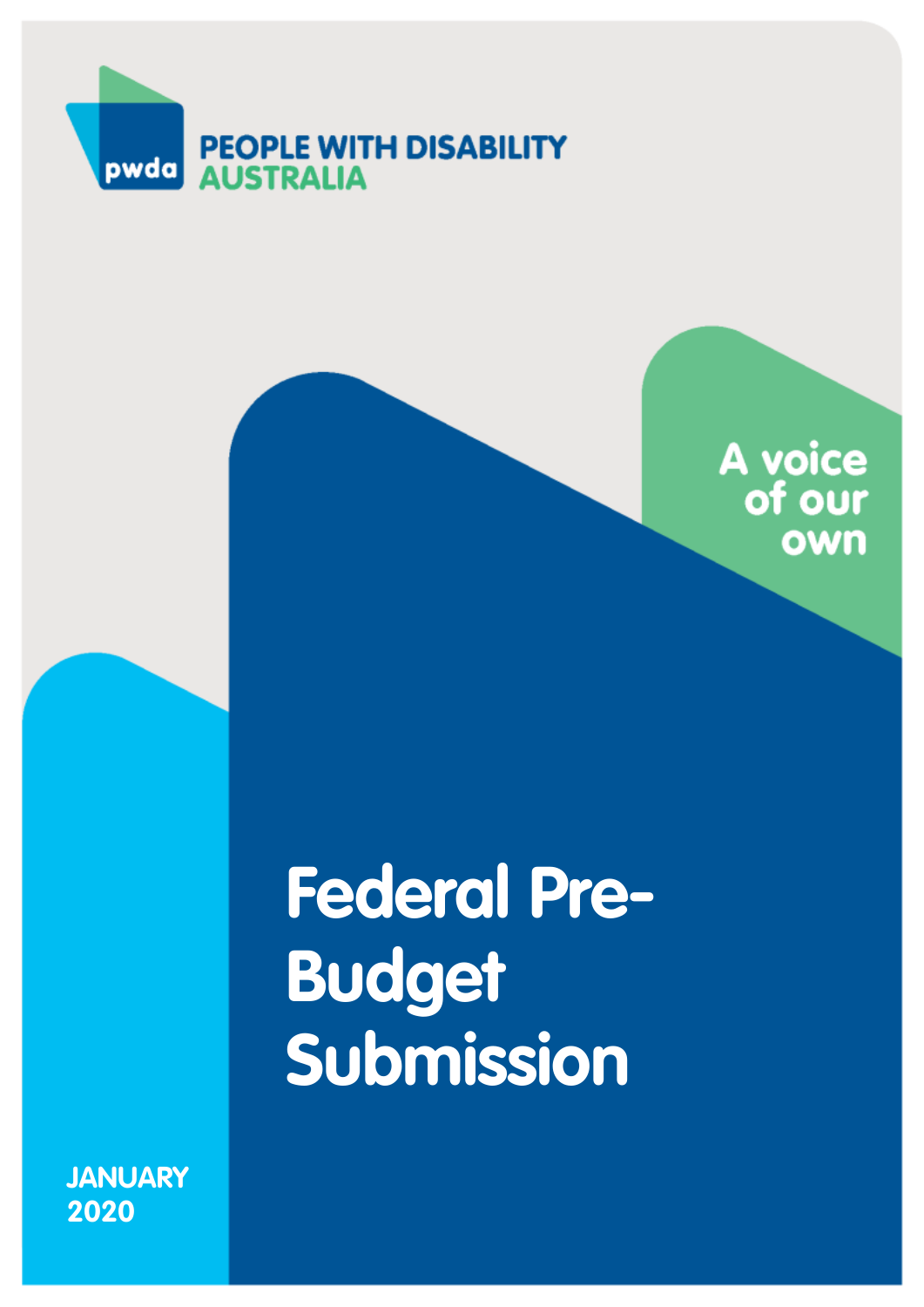PEOPLE WITH DISABILITY AUSTRALIA

A voice of our own

# Federal Pre-Budget Submission

JANUARY 2020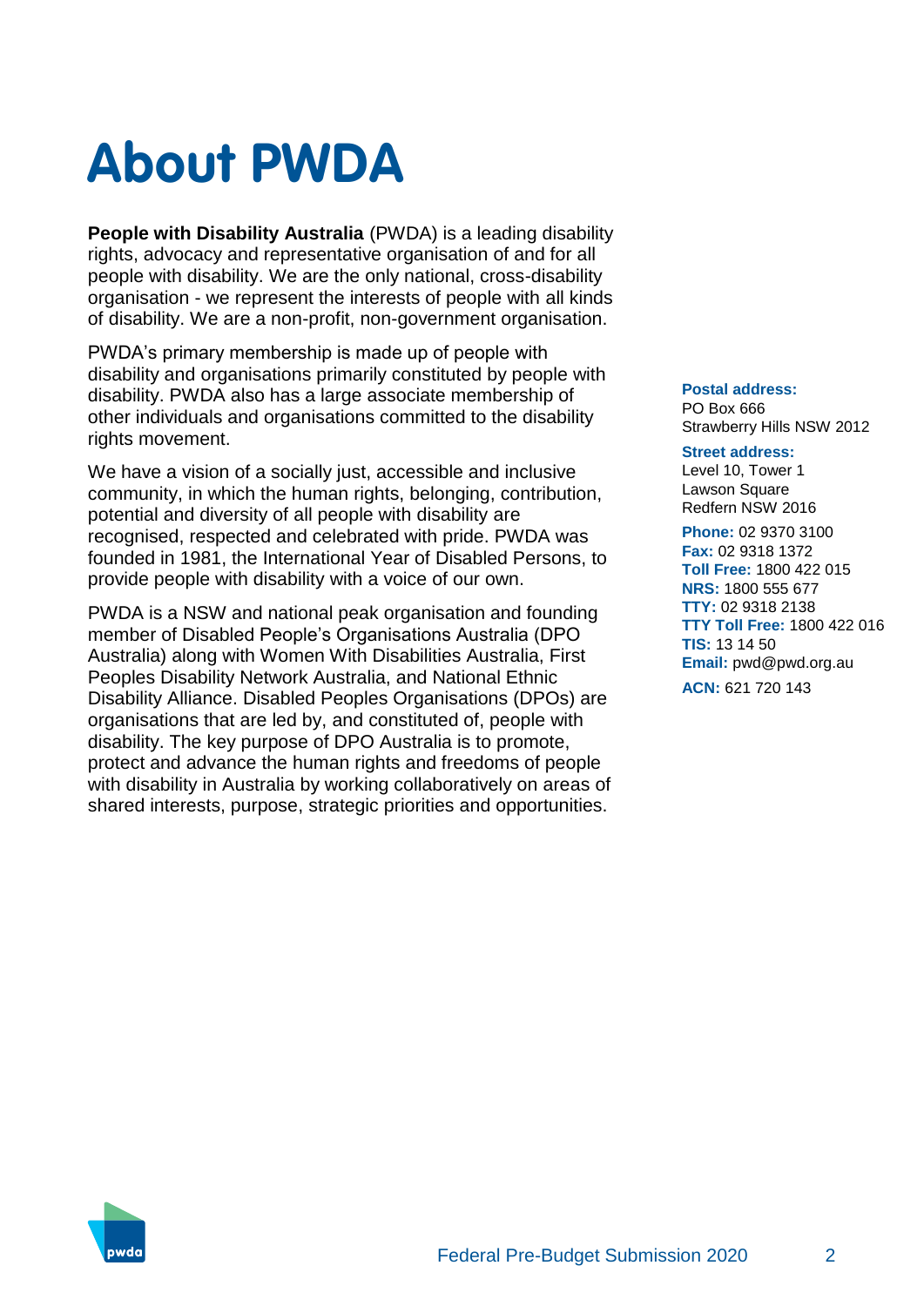# About PWDA

**People with Disability Australia** (PWDA) is a leading disability rights, advocacy and representative organisation of and for all people with disability. We are the only national, cross-disability organisation - we represent the interests of people with all kinds of disability. We are a non-profit, non-government organisation.

PWDA's primary membership is made up of people with disability and organisations primarily constituted by people with disability. PWDA also has a large associate membership of other individuals and organisations committed to the disability rights movement.

We have a vision of a socially just, accessible and inclusive community, in which the human rights, belonging, contribution, potential and diversity of all people with disability are recognised, respected and celebrated with pride. PWDA was founded in 1981, the International Year of Disabled Persons, to provide people with disability with a voice of our own.

PWDA is a NSW and national peak organisation and founding member of Disabled People's Organisations Australia (DPO Australia) along with Women With Disabilities Australia, First Peoples Disability Network Australia, and National Ethnic Disability Alliance. Disabled Peoples Organisations (DPOs) are organisations that are led by, and constituted of, people with disability. The key purpose of DPO Australia is to promote, protect and advance the human rights and freedoms of people with disability in Australia by working collaboratively on areas of shared interests, purpose, strategic priorities and opportunities.

**Postal address:**
PO Box 666
Strawberry Hills NSW 2012

**Street address:**
Level 10, Tower 1
Lawson Square
Redfern NSW 2016

**Phone:** 02 9370 3100
**Fax:** 02 9318 1372
**Toll Free:** 1800 422 015
**NRS:** 1800 555 677
**TTY:** 02 9318 2138
**TTY Toll Free:** 1800 422 016
**TIS:** 13 14 50
**Email:** pwd@pwd.org.au

**ACN:** 621 720 143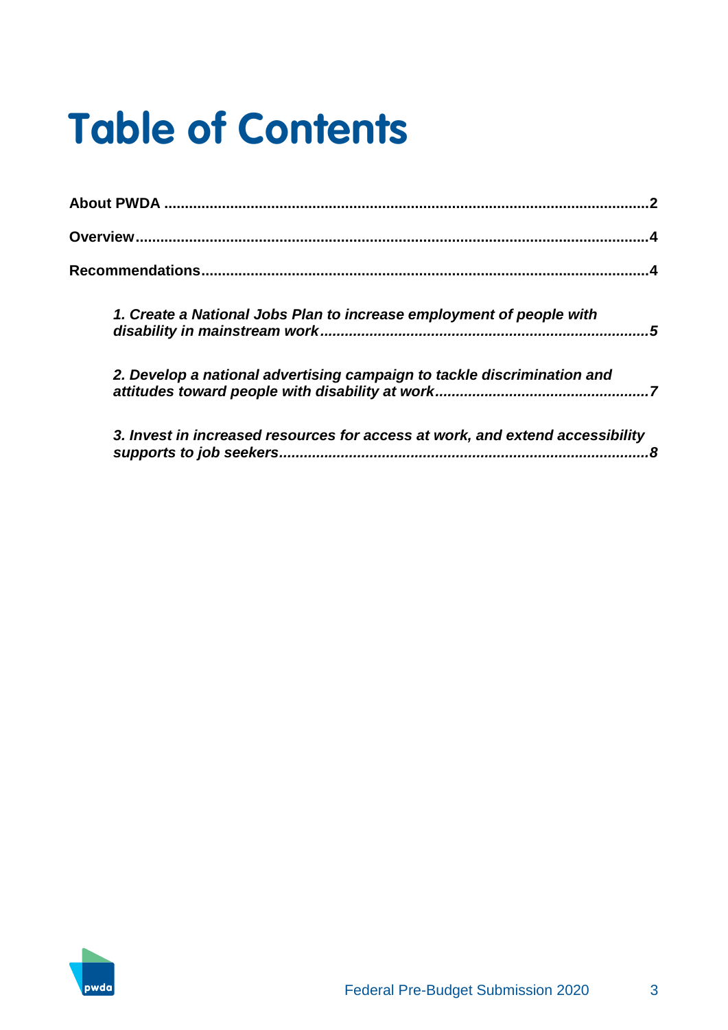# Table of Contents

**About PWDA .................................................................................................................2**

**Overview.......................................................................................................................4**

**Recommendations.......................................................................................................4**

***1. Create a National Jobs Plan to increase employment of people with disability in mainstream work..............................................................................5***

***2. Develop a national advertising campaign to tackle discrimination and attitudes toward people with disability at work..................................................7***

***3. Invest in increased resources for access at work, and extend accessibility supports to job seekers.......................................................................................8***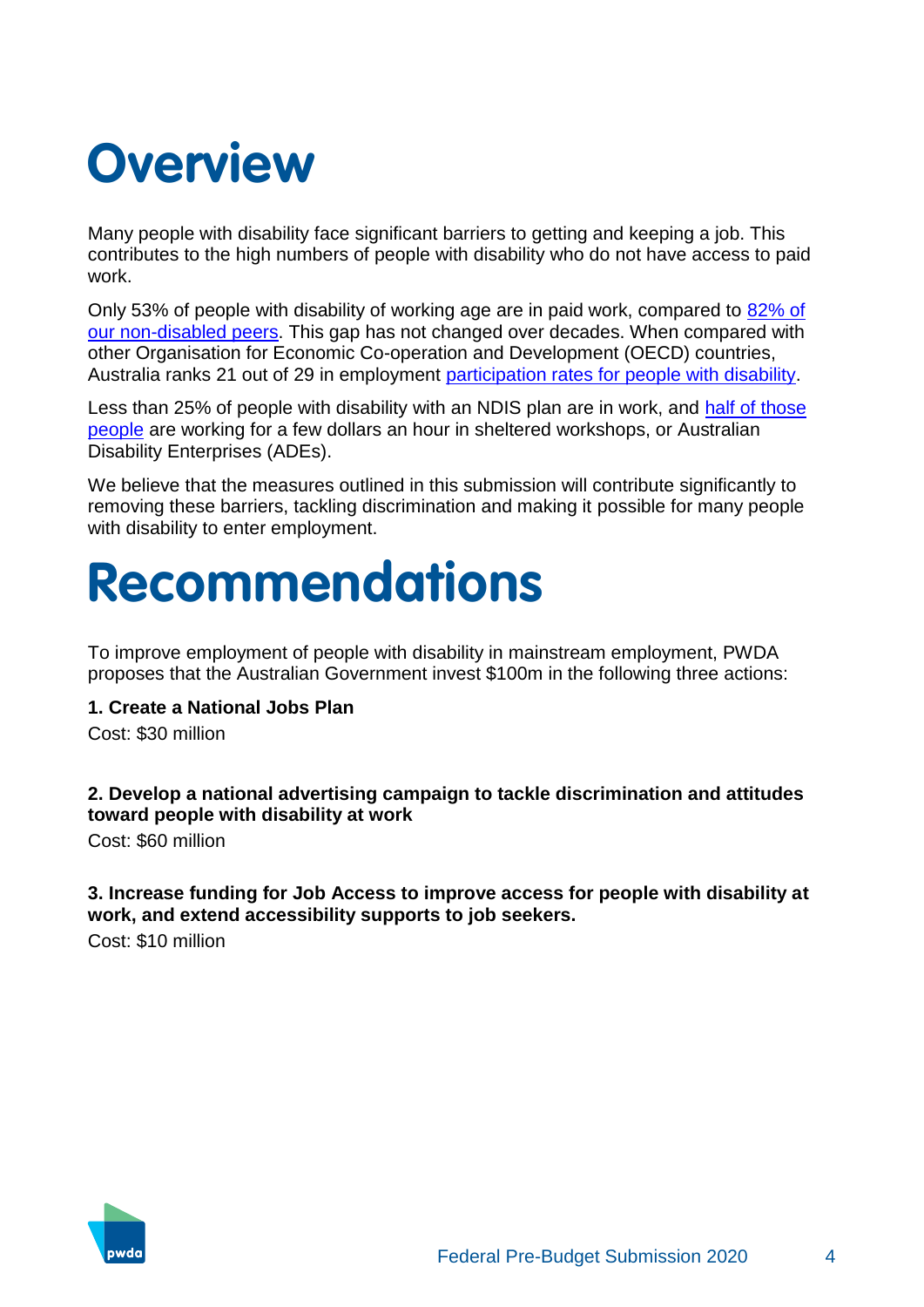# Overview

Many people with disability face significant barriers to getting and keeping a job. This contributes to the high numbers of people with disability who do not have access to paid work.

Only 53% of people with disability of working age are in paid work, compared to 82% of our non-disabled peers. This gap has not changed over decades. When compared with other Organisation for Economic Co-operation and Development (OECD) countries, Australia ranks 21 out of 29 in employment participation rates for people with disability.

Less than 25% of people with disability with an NDIS plan are in work, and half of those people are working for a few dollars an hour in sheltered workshops, or Australian Disability Enterprises (ADEs).

We believe that the measures outlined in this submission will contribute significantly to removing these barriers, tackling discrimination and making it possible for many people with disability to enter employment.

# Recommendations

To improve employment of people with disability in mainstream employment, PWDA proposes that the Australian Government invest $100m in the following three actions:

**1. Create a National Jobs Plan**

Cost: $30 million

**2. Develop a national advertising campaign to tackle discrimination and attitudes toward people with disability at work**

Cost: $60 million

**3. Increase funding for Job Access to improve access for people with disability at work, and extend accessibility supports to job seekers.**

Cost: $10 million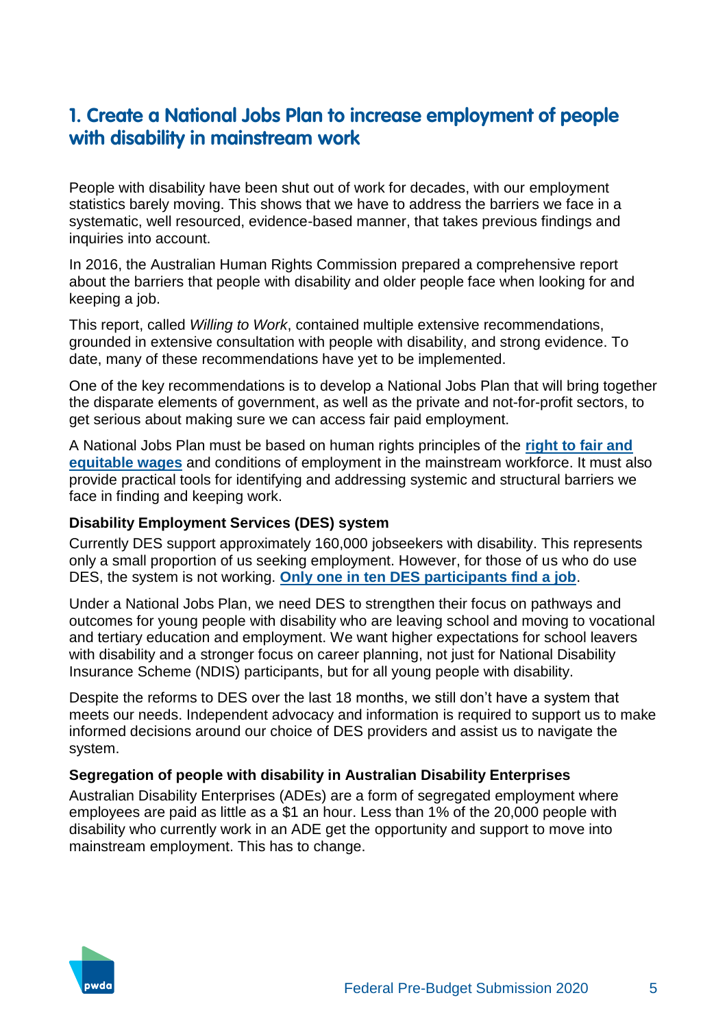## 1. Create a National Jobs Plan to increase employment of people with disability in mainstream work

People with disability have been shut out of work for decades, with our employment statistics barely moving. This shows that we have to address the barriers we face in a systematic, well resourced, evidence-based manner, that takes previous findings and inquiries into account.

In 2016, the Australian Human Rights Commission prepared a comprehensive report about the barriers that people with disability and older people face when looking for and keeping a job.

This report, called *Willing to Work*, contained multiple extensive recommendations, grounded in extensive consultation with people with disability, and strong evidence. To date, many of these recommendations have yet to be implemented.

One of the key recommendations is to develop a National Jobs Plan that will bring together the disparate elements of government, as well as the private and not-for-profit sectors, to get serious about making sure we can access fair paid employment.

A National Jobs Plan must be based on human rights principles of the **right to fair and equitable wages** and conditions of employment in the mainstream workforce. It must also provide practical tools for identifying and addressing systemic and structural barriers we face in finding and keeping work.

**Disability Employment Services (DES) system**

Currently DES support approximately 160,000 jobseekers with disability. This represents only a small proportion of us seeking employment. However, for those of us who do use DES, the system is not working. **Only one in ten DES participants find a job**.

Under a National Jobs Plan, we need DES to strengthen their focus on pathways and outcomes for young people with disability who are leaving school and moving to vocational and tertiary education and employment. We want higher expectations for school leavers with disability and a stronger focus on career planning, not just for National Disability Insurance Scheme (NDIS) participants, but for all young people with disability.

Despite the reforms to DES over the last 18 months, we still don't have a system that meets our needs. Independent advocacy and information is required to support us to make informed decisions around our choice of DES providers and assist us to navigate the system.

**Segregation of people with disability in Australian Disability Enterprises**

Australian Disability Enterprises (ADEs) are a form of segregated employment where employees are paid as little as a $1 an hour. Less than 1% of the 20,000 people with disability who currently work in an ADE get the opportunity and support to move into mainstream employment. This has to change.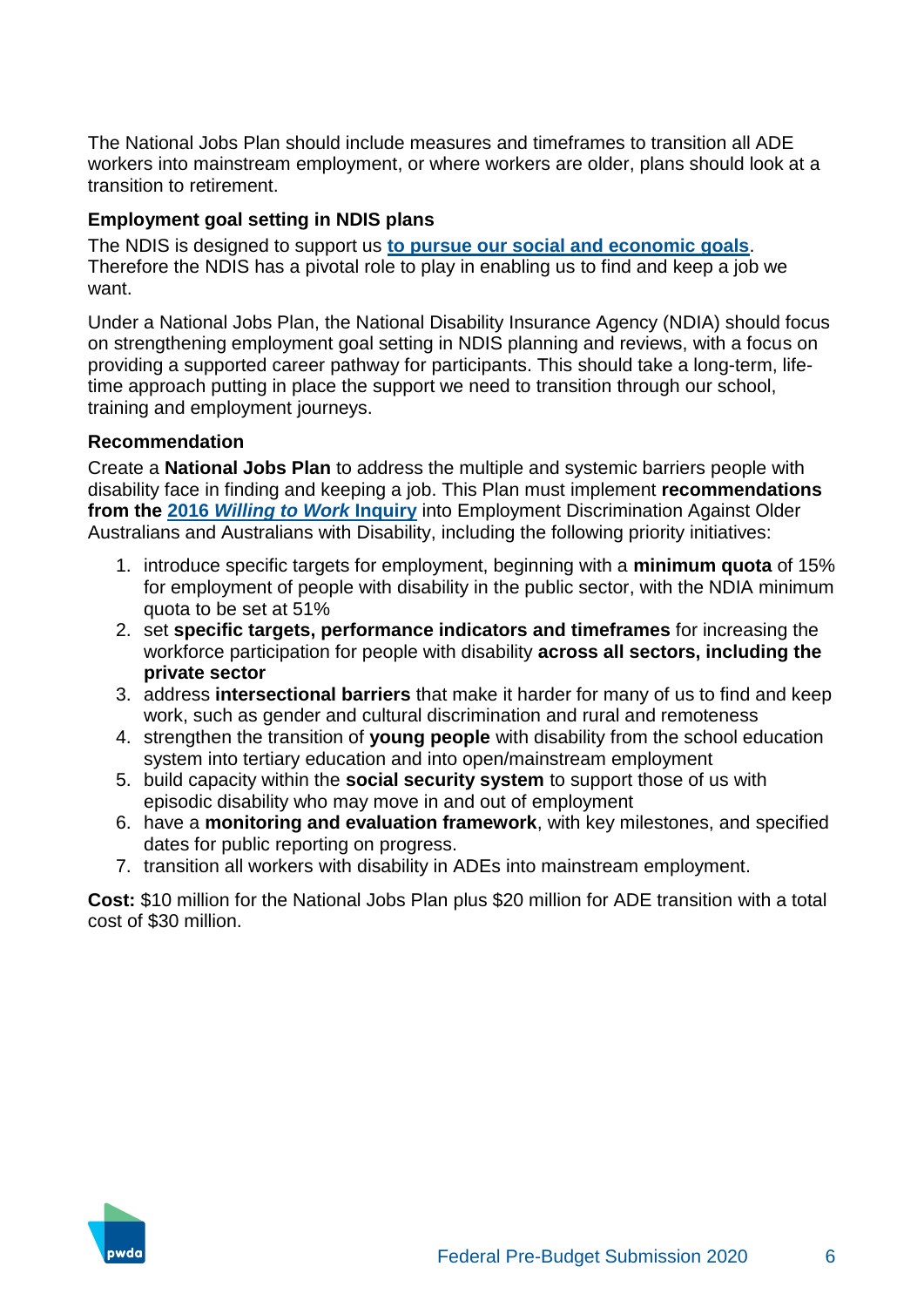The National Jobs Plan should include measures and timeframes to transition all ADE workers into mainstream employment, or where workers are older, plans should look at a transition to retirement.

### Employment goal setting in NDIS plans

The NDIS is designed to support us **to pursue our social and economic goals**. Therefore the NDIS has a pivotal role to play in enabling us to find and keep a job we want.

Under a National Jobs Plan, the National Disability Insurance Agency (NDIA) should focus on strengthening employment goal setting in NDIS planning and reviews, with a focus on providing a supported career pathway for participants. This should take a long-term, life-time approach putting in place the support we need to transition through our school, training and employment journeys.

### Recommendation

Create a **National Jobs Plan** to address the multiple and systemic barriers people with disability face in finding and keeping a job. This Plan must implement **recommendations from the 2016 *Willing to Work* Inquiry** into Employment Discrimination Against Older Australians and Australians with Disability, including the following priority initiatives:

1. introduce specific targets for employment, beginning with a **minimum quota** of 15% for employment of people with disability in the public sector, with the NDIA minimum quota to be set at 51%
2. set **specific targets, performance indicators and timeframes** for increasing the workforce participation for people with disability **across all sectors, including the private sector**
3. address **intersectional barriers** that make it harder for many of us to find and keep work, such as gender and cultural discrimination and rural and remoteness
4. strengthen the transition of **young people** with disability from the school education system into tertiary education and into open/mainstream employment
5. build capacity within the **social security system** to support those of us with episodic disability who may move in and out of employment
6. have a **monitoring and evaluation framework**, with key milestones, and specified dates for public reporting on progress.
7. transition all workers with disability in ADEs into mainstream employment.

**Cost:** $10 million for the National Jobs Plan plus $20 million for ADE transition with a total cost of $30 million.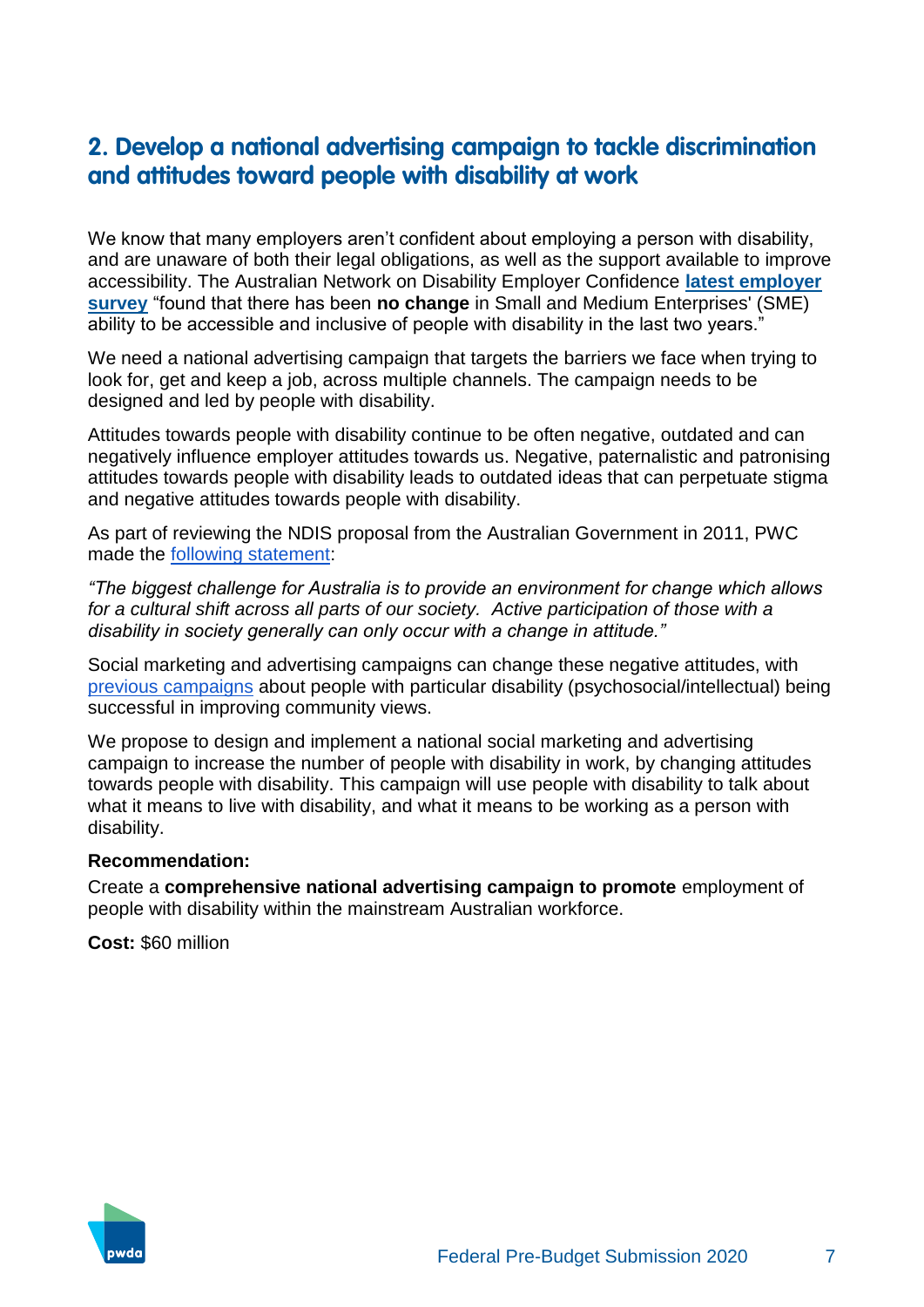## 2. Develop a national advertising campaign to tackle discrimination and attitudes toward people with disability at work

We know that many employers aren't confident about employing a person with disability, and are unaware of both their legal obligations, as well as the support available to improve accessibility. The Australian Network on Disability Employer Confidence **latest employer survey** "found that there has been **no change** in Small and Medium Enterprises' (SME) ability to be accessible and inclusive of people with disability in the last two years."

We need a national advertising campaign that targets the barriers we face when trying to look for, get and keep a job, across multiple channels. The campaign needs to be designed and led by people with disability.

Attitudes towards people with disability continue to be often negative, outdated and can negatively influence employer attitudes towards us. Negative, paternalistic and patronising attitudes towards people with disability leads to outdated ideas that can perpetuate stigma and negative attitudes towards people with disability.

As part of reviewing the NDIS proposal from the Australian Government in 2011, PWC made the following statement:

*"The biggest challenge for Australia is to provide an environment for change which allows for a cultural shift across all parts of our society. Active participation of those with a disability in society generally can only occur with a change in attitude."*

Social marketing and advertising campaigns can change these negative attitudes, with previous campaigns about people with particular disability (psychosocial/intellectual) being successful in improving community views.

We propose to design and implement a national social marketing and advertising campaign to increase the number of people with disability in work, by changing attitudes towards people with disability. This campaign will use people with disability to talk about what it means to live with disability, and what it means to be working as a person with disability.

**Recommendation:**

Create a **comprehensive national advertising campaign to promote** employment of people with disability within the mainstream Australian workforce.

**Cost:** $60 million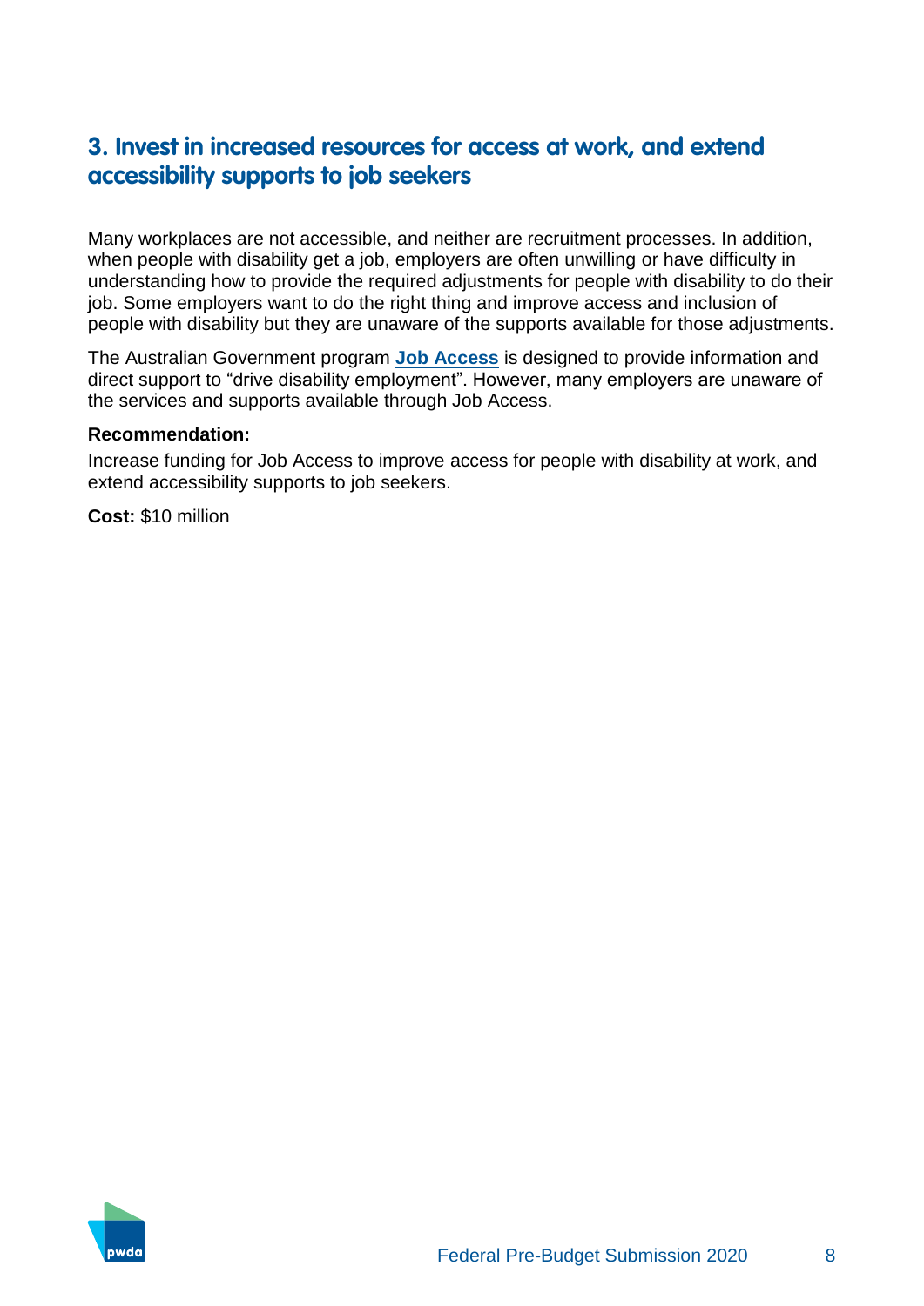## 3. Invest in increased resources for access at work, and extend accessibility supports to job seekers

Many workplaces are not accessible, and neither are recruitment processes. In addition, when people with disability get a job, employers are often unwilling or have difficulty in understanding how to provide the required adjustments for people with disability to do their job. Some employers want to do the right thing and improve access and inclusion of people with disability but they are unaware of the supports available for those adjustments.

The Australian Government program **Job Access** is designed to provide information and direct support to "drive disability employment". However, many employers are unaware of the services and supports available through Job Access.

**Recommendation:**

Increase funding for Job Access to improve access for people with disability at work, and extend accessibility supports to job seekers.

**Cost:** $10 million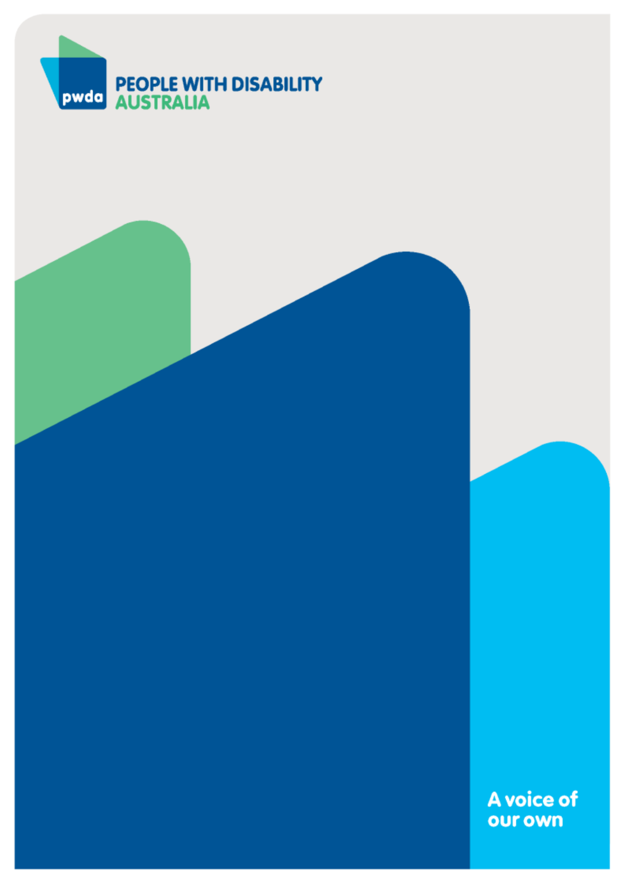PEOPLE WITH DISABILITY AUSTRALIA

A voice of our own